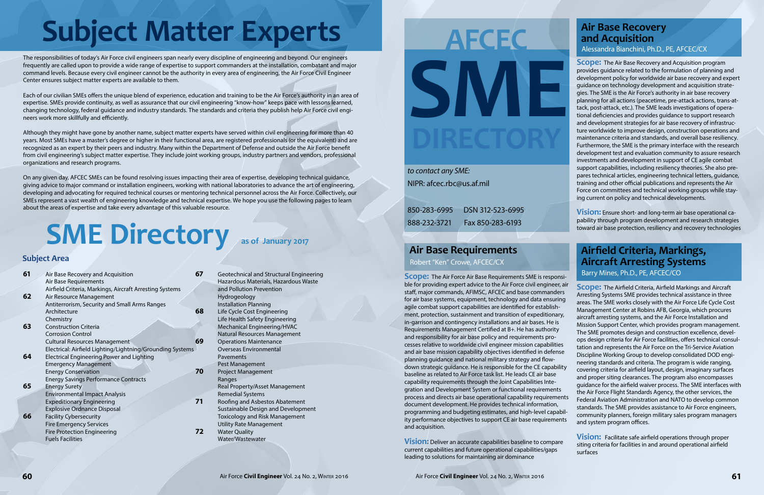# Subject Matter Experts

The responsibilities of today's Air Force civil engineers span nearly every discipline of engineering and beyond. Our engineers frequently are called upon to provide a wide range of expertise to support commanders at the installation, combatant and major command levels. Because every civil engineer cannot be the authority in every area of engineering, the Air Force Civil Engineer Center ensures subject matter experts are available to them.

Each of our civilian SMEs offers the unique blend of experience, education and training to be the Air Force's authority in an area of expertise. SMEs provide continuity, as well as assurance that our civil engineering "know-how" keeps pace with lessons learned, changing technology, federal guidance and industry standards. The standards and criteria they publish help Air Force civil engineers work more skillfully and efficiently.

Although they might have gone by another name, subject matter experts have served within civil engineering for more than 40 years. Most SMEs have a master's degree or higher in their functional area, are registered professionals (or the equivalent) and are recognized as an expert by their peers and industry. Many within the Department of Defense and outside the Air Force benefit from civil engineering's subject matter expertise. They include joint working groups, industry partners and vendors, professional organizations and research programs.

On any given day, AFCEC SMEs can be found resolving issues impacting their area of expertise, developing technical guidance, giving advice to major command or installation engineers, working with national laboratories to advance the art of engineering, developing and advocating for required technical courses or mentoring technical personnel across the Air Force. Collectively, our SMEs represent a vast wealth of engineering knowledge and technical expertise. We hope you use the following pages to learn about the areas of expertise and take every advantage of this valuable resource.

# SME Directory as of January 2017

### Subject Area

| Page | Subject |
|---|---|
| 61 | Air Base Recovery and Acquisition |
| | Air Base Requirements |
| | Airfield Criteria, Markings, Aircraft Arresting Systems |
| 62 | Air Resource Management |
| | Antiterrorism, Security and Small Arms Ranges |
| | Architecture |
| | Chemistry |
| 63 | Construction Criteria |
| | Corrosion Control |
| | Cultural Resources Management |
| | Electrical: Airfield Lighting/Lightning/Grounding Systems |
| 64 | Electrical Engineering Power and Lighting |
| | Emergency Management |
| | Energy Conservation |
| | Energy Savings Performance Contracts |
| 65 | Energy Surety |
| | Environmental Impact Analysis |
| | Expeditionary Engineering |
| | Explosive Ordnance Disposal |
| 66 | Facility Cybersecurity |
| | Fire Emergency Services |
| | Fire Protection Engineering |
| | Fuels Facilities |
| 67 | Geotechnical and Structural Engineering |
| | Hazardous Materials, Hazardous Waste and Pollution Prevention |
| | Hydrogeology |
| | Installation Planning |
| 68 | Life Cycle Cost Engineering |
| | Life Health Safety Engineering |
| | Mechanical Engineering/HVAC |
| | Natural Resources Management |
| 69 | Operations Maintenance |
| | Overseas Environmental |
| | Pavements |
| | Pest Management |
| 70 | Project Management |
| | Ranges |
| | Real Property/Asset Management |
| | Remedial Systems |
| 71 | Roofing and Asbestos Abatement |
| | Sustainable Design and Development |
| | Toxicology and Risk Management |
| | Utility Rate Management |
| 72 | Water Quality |
| | Water/Wastewater |

# AFCEC SME DIRECTORY

*to contact any SME:*

NIPR: afcec.rbc@us.af.mil

850-283-6995 DSN 312-523-6995

888-232-3721 Fax 850-283-6193

## Air Base Requirements

Robert "Ken" Crowe, AFCEC/CX

**Scope:** The Air Force Air Base Requirements SME is responsible for providing expert advice to the Air Force civil engineer, air staff, major commands, AFIMSC, AFCEC and base commanders for air base systems, equipment, technology and data ensuring agile combat support capabilities are identified for establishment, protection, sustainment and transition of expeditionary, in-garrison and contingency installations and air bases. He is Requirements Management Certified at B+. He has authority and responsibility for air base policy and requirements processes relative to worldwide civil engineer mission capabilities and air base mission capability objectives identified in defense planning guidance and national military strategy and flow-down strategic guidance. He is responsible for the CE capability baseline as related to Air Force task list. He leads CE air base capability requirements through the Joint Capabilities Integration and Development System or functional requirements process and directs air base operational capability requirements document development. He provides technical information, programming and budgeting estimates, and high-level capability performance objectives to support CE air base requirements and acquisition.

**Vision:** Deliver an accurate capabilities baseline to compare current capabilities and future operational capabilities/gaps leading to solutions for maintaining air dominance

## Air Base Recovery and Acquisition

Alessandra Bianchini, Ph.D., PE, AFCEC/CX

**Scope:** The Air Base Recovery and Acquisition program provides guidance related to the formulation of planning and development policy for worldwide air base recovery and expert guidance on technology development and acquisition strategies. The SME is the Air Force's authority in air base recovery planning for all actions (peacetime, pre-attack actions, trans-attack, post-attack, etc.). The SME leads investigations of operational deficiencies and provides guidance to support research and development strategies for air base recovery of infrastructure worldwide to improve design, construction operations and maintenance criteria and standards, and overall base resiliency. Furthermore, the SME is the primary interface with the research development test and evaluation community to assure research investments and development in support of CE agile combat support capabilities, including resiliency theories. She also prepares technical articles, engineering technical letters, guidance, training and other official publications and represents the Air Force on committees and technical working groups while staying current on policy and technical developments.

**Vision:** Ensure short- and long-term air base operational capability through program development and research strategies toward air base protection, resiliency and recovery technologies

## Airfield Criteria, Markings, Aircraft Arresting Systems

Barry Mines, Ph.D., PE, AFCEC/CO

**Scope:** The Airfield Criteria, Airfield Markings and Aircraft Arresting Systems SME provides technical assistance in three areas. The SME works closely with the Air Force Life Cycle Cost Management Center at Robins AFB, Georgia, which procures aircraft arresting systems, and the Air Force Installation and Mission Support Center, which provides program management. The SME promotes design and construction excellence, develops design criteria for Air Force facilities, offers technical consultation and represents the Air Force on the Tri-Service Aviation Discipline Working Group to develop consolidated DOD engineering standards and criteria. The program is wide ranging, covering criteria for airfield layout, design, imaginary surfaces and proper siting clearances. The program also encompasses guidance for the airfield waiver process. The SME interfaces with the Air Force Flight Standards Agency, the other services, the Federal Aviation Administration and NATO to develop common standards. The SME provides assistance to Air Force engineers, community planners, foreign military sales program managers and system program offices.

**Vision:** Facilitate safe airfield operations through proper siting criteria for facilities in and around operational airfield surfaces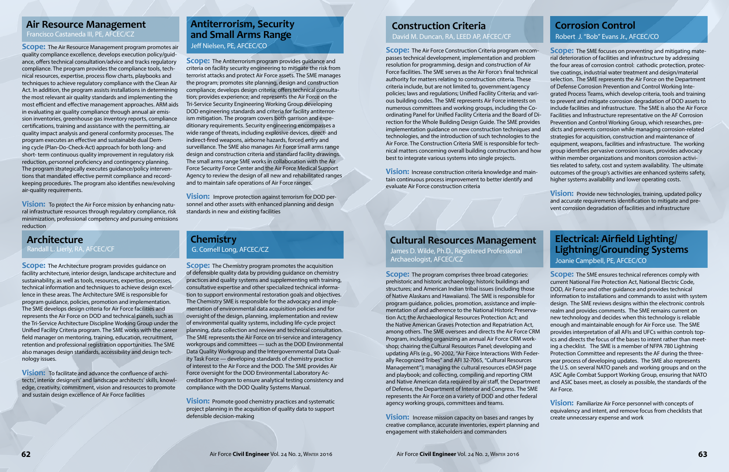## Air Resource Management

Francisco Castaneda III, PE, AFCEC/CZ

**Scope:** The Air Resource Management program promotes air quality compliance excellence, develops execution policy/guidance, offers technical consultation/advice and tracks regulatory compliance. The program provides the compliance tools, technical resources, expertise, process flow charts, playbooks and techniques to achieve regulatory compliance with the Clean Air Act. In addition, the program assists installations in determining the most relevant air quality standards and implementing the most efficient and effective management approaches. ARM aids in evaluating air quality compliance through annual air emission inventories, greenhouse gas inventory reports, compliance certifications, training and assistance with the permitting, air quality impact analysis and general conformity processes. The program executes an effective and sustainable dual Deming cycle (Plan-Do-Check-Act) approach for both long- and short- term continuous quality improvement in regulatory risk reduction, personnel proficiency and contingency planning. The program strategically executes guidance/policy interventions that mandated effective permit compliance and record-keeping procedures. The program also identifies new/evolving air-quality requirements.

**Vision:** To protect the Air Force mission by enhancing natural infrastructure resources through regulatory compliance, risk minimization, professional competency and pursuing emissions reduction

## Architecture

Randall L. Lierly, RA, AFCEC/CF

**Scope:** The Architecture program provides guidance on facility architecture, interior design, landscape architecture and sustainability, as well as tools, resources, expertise, processes, technical information and techniques to achieve design excellence in these areas. The Architecture SME is responsible for program guidance, policies, promotion and implementation. The SME develops design criteria for Air Force facilities and represents the Air Force on DOD and technical panels, such as the Tri-Service Architecture Discipline Working Group under the Unified Facility Criteria program. The SME works with the career field manager on mentoring, training, education, recruitment, retention and professional registration opportunities. The SME also manages design standards, accessibility and design technology issues.

**Vision:** To facilitate and advance the confluence of architects', interior designers' and landscape architects' skills, knowledge, creativity, commitment, vision and resources to promote and sustain design excellence of Air Force facilities

## Antiterrorism, Security and Small Arms Range

Jeff Nielsen, PE, AFCEC/CO

**Scope:** The Antiterrorism program provides guidance and criteria on facility security engineering to mitigate the risk from terrorist attacks and protect Air Force assets. The SME manages the program; promotes site planning, design and construction compliance; develops design criteria; offers technical consultation; provides experience; and represents the Air Force on the Tri-Service Security Engineering Working Group developing DOD engineering standards and criteria for facility antiterrorism mitigation. The program covers both garrison and expeditionary requirements. Security engineering encompasses a wide range of threats, including explosive devices, direct- and indirect-fired weapons, airborne hazards, forced entry and surveillance. The SME also manages Air Force small arms range design and construction criteria and standard facility drawings. The small arms range SME works in collaboration with the Air Force Security Force Center and the Air Force Medical Support Agency to review the design of all new and rehabilitated ranges and to maintain safe operations of Air Force ranges.

**Vision:** Improve protection against terrorism for DOD personnel and other assets with enhanced planning and design standards in new and existing facilities

## Chemistry

G. Cornell Long, AFCEC/CZ

**Scope:** The Chemistry program promotes the acquisition of defensible quality data by providing guidance on chemistry practices and quality systems and supplementing with training, consultative expertise and other specialized technical information to support environmental restoration goals and objectives. The Chemistry SME is responsible for the advocacy and implementation of environmental data acquisition policies and for oversight of the design, planning, implementation and review of environmental quality systems, including life-cycle project planning, data collection and review and technical consultation. The SME represents the Air Force on tri-service and interagency workgroups and committees — such as the DOD Environmental Data Quality Workgroup and the Intergovernmental Data Quality Task Force — developing standards of chemistry practice of interest to the Air Force and the DOD. The SME provides Air Force oversight for the DOD Environmental Laboratory Accreditation Program to ensure analytical testing consistency and compliance with the DOD Quality Systems Manual.

**Vision:** Promote good chemistry practices and systematic project planning in the acquisition of quality data to support defensible decision-making

## Construction Criteria

David M. Duncan, RA, LEED AP, AFCEC/CF

**Scope:** The Air Force Construction Criteria program encompasses technical development, implementation and problem resolution for programming, design and construction of Air Force facilities. The SME serves as the Air Force's final technical authority for matters relating to construction criteria. These criteria include, but are not limited to, government/agency policies; laws and regulations; Unified Facility Criteria; and various building codes. The SME represents Air Force interests on numerous committees and working groups, including the Coordinating Panel for Unified Facility Criteria and the Board of Direction for the Whole Building Design Guide. The SME provides implementation guidance on new construction techniques and technologies, and the introduction of such technologies to the Air Force. The Construction Criteria SME is responsible for technical matters concerning overall building construction and how best to integrate various systems into single projects.

**Vision:** Increase construction criteria knowledge and maintain continuous process improvement to better identify and evaluate Air Force construction criteria

## Cultural Resources Management

James D. Wilde, Ph.D., Registered Professional Archaeologist, AFCEC/CZ

**Scope:** The program comprises three broad categories: prehistoric and historic archaeology; historic buildings and structures; and American Indian tribal issues (including those of Native Alaskans and Hawaiians). The SME is responsible for program guidance, policies, promotion, assistance and implementation of and adherence to the National Historic Preservation Act; the Archaeological Resources Protection Act; and the Native American Graves Protection and Repatriation Act, among others. The SME oversees and directs the Air Force CRM Program, including organizing an annual Air Force CRM workshop; chairing the Cultural Resources Panel; developing and updating AFIs (e.g., 90-2002, "Air Force Interactions With Federally Recognized Tribes" and AFI 32-7065, "Cultural Resources Management"); managing the cultural resources eDASH page and playbook; and collecting, compiling and reporting CRM and Native American data required by air staff, the Department of Defense, the Department of Interior and Congress. The SME represents the Air Force on a variety of DOD and other federal agency working groups, committees and teams.

**Vision:** Increase mission capacity on bases and ranges by creative compliance, accurate inventories, expert planning and engagement with stakeholders and commanders

## Corrosion Control

Robert J. "Bob" Evans Jr., AFCEC/CO

**Scope:** The SME focuses on preventing and mitigating material deterioration of facilities and infrastructure by addressing the four areas of corrosion control: cathodic protection, protective coatings, industrial water treatment and design/material selection. The SME represents the Air Force on the Department of Defense Corrosion Prevention and Control Working Integrated Process Teams, which develop criteria, tools and training to prevent and mitigate corrosion degradation of DOD assets to include facilities and infrastructure. The SME is also the Air Force Facilities and Infrastructure representative on the AF Corrosion Prevention and Control Working Group, which researches, predicts and prevents corrosion while managing corrosion-related strategies for acquisition, construction and maintenance of equipment, weapons, facilities and infrastructure. The working group identifies pervasive corrosion issues, provides advocacy within member organizations and monitors corrosion activities related to safety, cost and system availability. The ultimate outcomes of the group's activities are enhanced systems safety, higher systems availability and lower operating costs.

**Vision:** Provide new technologies, training, updated policy and accurate requirements identification to mitigate and prevent corrosion degradation of facilities and infrastructure

## Electrical: Airfield Lighting/ Lightning/Grounding Systems

Joanie Campbell, PE, AFCEC/CO

**Scope:** The SME ensures technical references comply with current National Fire Protection Act, National Electric Code, DOD, Air Force and other guidance and provides technical information to installations and commands to assist with system design. The SME reviews designs within the electronic controls realm and provides comments. The SME remains current on new technology and decides when this technology is reliable enough and maintainable enough for Air Force use. The SME provides interpretation of all AFIs and UFCs within controls topics and directs the focus of the bases to intent rather than meeting a checklist. The SME is a member of NFPA 780 Lightning Protection Committee and represents the AF during the three-year process of developing updates. The SME also represents the U.S. on several NATO panels and working groups and on the ASIC Agile Combat Support Working Group, ensuring that NATO and ASIC bases meet, as closely as possible, the standards of the Air Force.

**Vision:** Familiarize Air Force personnel with concepts of equivalency and intent, and remove focus from checklists that create unnecessary expense and work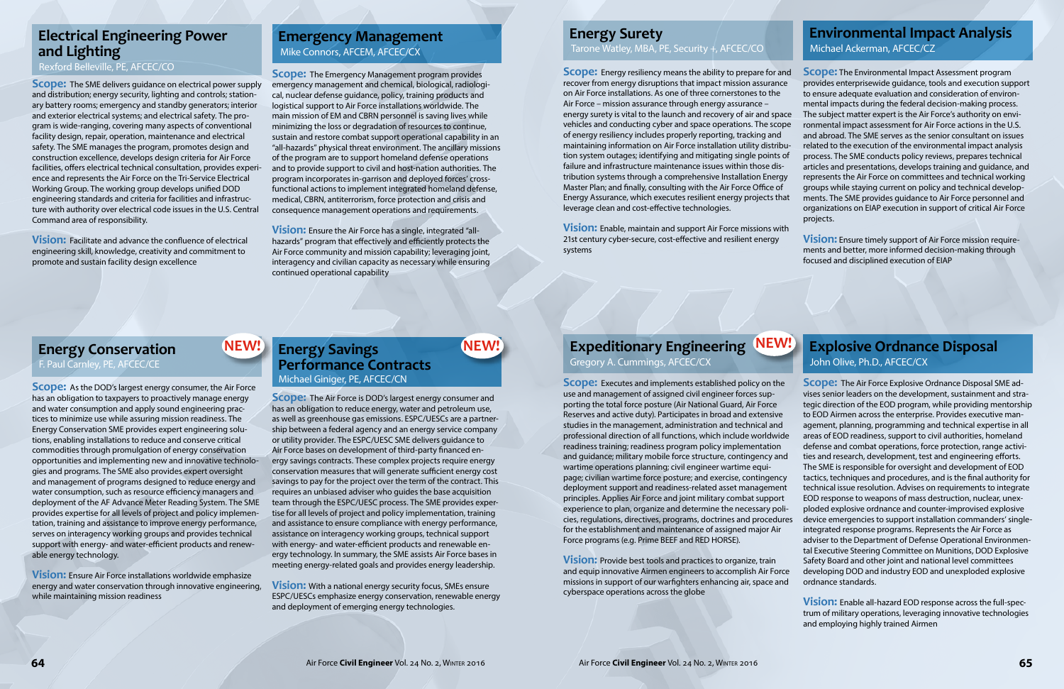## Electrical Engineering Power and Lighting

Rexford Belleville, PE, AFCEC/CO

**Scope:** The SME delivers guidance on electrical power supply and distribution; energy security, lighting and controls; stationary battery rooms; emergency and standby generators; interior and exterior electrical systems; and electrical safety. The program is wide-ranging, covering many aspects of conventional facility design, repair, operation, maintenance and electrical safety. The SME manages the program, promotes design and construction excellence, develops design criteria for Air Force facilities, offers electrical technical consultation, provides experience and represents the Air Force on the Tri-Service Electrical Working Group. The working group develops unified DOD engineering standards and criteria for facilities and infrastructure with authority over electrical code issues in the U.S. Central Command area of responsibility.

**Vision:** Facilitate and advance the confluence of electrical engineering skill, knowledge, creativity and commitment to promote and sustain facility design excellence

## Emergency Management

Mike Connors, AFCEM, AFCEC/CX

**Scope:** The Emergency Management program provides emergency management and chemical, biological, radiological, nuclear defense guidance, policy, training products and logistical support to Air Force installations worldwide. The main mission of EM and CBRN personnel is saving lives while minimizing the loss or degradation of resources to continue, sustain and restore combat support operational capability in an "all-hazards" physical threat environment. The ancillary missions of the program are to support homeland defense operations and to provide support to civil and host-nation authorities. The program incorporates in-garrison and deployed forces' cross-functional actions to implement integrated homeland defense, medical, CBRN, antiterrorism, force protection and crisis and consequence management operations and requirements.

**Vision:** Ensure the Air Force has a single, integrated "all-hazards" program that effectively and efficiently protects the Air Force community and mission capability; leveraging joint, interagency and civilian capacity as necessary while ensuring continued operational capability

## Energy Conservation NEW!

F. Paul Carnley, PE, AFCEC/CE

**Scope:** As the DOD's largest energy consumer, the Air Force has an obligation to taxpayers to proactively manage energy and water consumption and apply sound engineering practices to minimize use while assuring mission readiness. The Energy Conservation SME provides expert engineering solutions, enabling installations to reduce and conserve critical commodities through promulgation of energy conservation opportunities and implementing new and innovative technologies and programs. The SME also provides expert oversight and management of programs designed to reduce energy and water consumption, such as resource efficiency managers and deployment of the AF Advance Meter Reading System. The SME provides expertise for all levels of project and policy implementation, training and assistance to improve energy performance, serves on interagency working groups and provides technical support with energy- and water-efficient products and renewable energy technology.

**Vision:** Ensure Air Force installations worldwide emphasize energy and water conservation through innovative engineering, while maintaining mission readiness

## Energy Savings Performance Contracts NEW!

Michael Giniger, PE, AFCEC/CN

**Scope:** The Air Force is DOD's largest energy consumer and has an obligation to reduce energy, water and petroleum use, as well as greenhouse gas emissions. ESPC/UESCs are a partnership between a federal agency and an energy service company or utility provider. The ESPC/UESC SME delivers guidance to Air Force bases on development of third-party financed energy savings contracts. These complex projects require energy conservation measures that will generate sufficient energy cost savings to pay for the project over the term of the contract. This requires an unbiased adviser who guides the base acquisition team through the ESPC/UESC process. The SME provides expertise for all levels of project and policy implementation, training and assistance to ensure compliance with energy performance, assistance on interagency working groups, technical support with energy- and water-efficient products and renewable energy technology. In summary, the SME assists Air Force bases in meeting energy-related goals and provides energy leadership.

**Vision:** With a national energy security focus, SMEs ensure ESPC/UESCs emphasize energy conservation, renewable energy and deployment of emerging energy technologies.

## Energy Surety

Tarone Watley, MBA, PE, Security +, AFCEC/CO

**Scope:** Energy resiliency means the ability to prepare for and recover from energy disruptions that impact mission assurance on Air Force installations. As one of three cornerstones to the Air Force – mission assurance through energy assurance – energy surety is vital to the launch and recovery of air and space vehicles and conducting cyber and space operations. The scope of energy resiliency includes properly reporting, tracking and maintaining information on Air Force installation utility distribution system outages; identifying and mitigating single points of failure and infrastructure maintenance issues within those distribution systems through a comprehensive Installation Energy Master Plan; and finally, consulting with the Air Force Office of Energy Assurance, which executes resilient energy projects that leverage clean and cost-effective technologies.

**Vision:** Enable, maintain and support Air Force missions with 21st century cyber-secure, cost-effective and resilient energy systems

## Environmental Impact Analysis

Michael Ackerman, AFCEC/CZ

**Scope:** The Environmental Impact Assessment program provides enterprisewide guidance, tools and execution support to ensure adequate evaluation and consideration of environmental impacts during the federal decision-making process. The subject matter expert is the Air Force's authority on environmental impact assessment for Air Force actions in the U.S. and abroad. The SME serves as the senior consultant on issues related to the execution of the environmental impact analysis process. The SME conducts policy reviews, prepares technical articles and presentations, develops training and guidance, and represents the Air Force on committees and technical working groups while staying current on policy and technical developments. The SME provides guidance to Air Force personnel and organizations on EIAP execution in support of critical Air Force projects.

**Vision:** Ensure timely support of Air Force mission requirements and better, more informed decision-making through focused and disciplined execution of EIAP

## Expeditionary Engineering NEW!

Gregory A. Cummings, AFCEC/CX

**Scope:** Executes and implements established policy on the use and management of assigned civil engineer forces supporting the total force posture (Air National Guard, Air Force Reserves and active duty). Participates in broad and extensive studies in the management, administration and technical and professional direction of all functions, which include worldwide readiness training; readiness program policy implementation and guidance; military mobile force structure, contingency and wartime operations planning; civil engineer wartime equipage; civilian wartime force posture; and exercise, contingency deployment support and readiness-related asset management principles. Applies Air Force and joint military combat support experience to plan, organize and determine the necessary policies, regulations, directives, programs, doctrines and procedures for the establishment and maintenance of assigned major Air Force programs (e.g. Prime BEEF and RED HORSE).

**Vision:** Provide best tools and practices to organize, train and equip innovative Airmen engineers to accomplish Air Force missions in support of our warfighters enhancing air, space and cyberspace operations across the globe

## Explosive Ordnance Disposal

John Olive, Ph.D., AFCEC/CX

**Scope:** The Air Force Explosive Ordnance Disposal SME advises senior leaders on the development, sustainment and strategic direction of the EOD program, while providing mentorship to EOD Airmen across the enterprise. Provides executive management, planning, programming and technical expertise in all areas of EOD readiness, support to civil authorities, homeland defense and combat operations, force protection, range activities and research, development, test and engineering efforts. The SME is responsible for oversight and development of EOD tactics, techniques and procedures, and is the final authority for technical issue resolution. Advises on requirements to integrate EOD response to weapons of mass destruction, nuclear, unexploded explosive ordnance and counter-improvised explosive device emergencies to support installation commanders' single-integrated response programs. Represents the Air Force as adviser to the Department of Defense Operational Environmental Executive Steering Committee on Munitions, DOD Explosive Safety Board and other joint and national level committees developing DOD and industry EOD and unexploded explosive ordnance standards.

**Vision:** Enable all-hazard EOD response across the full-spectrum of military operations, leveraging innovative technologies and employing highly trained Airmen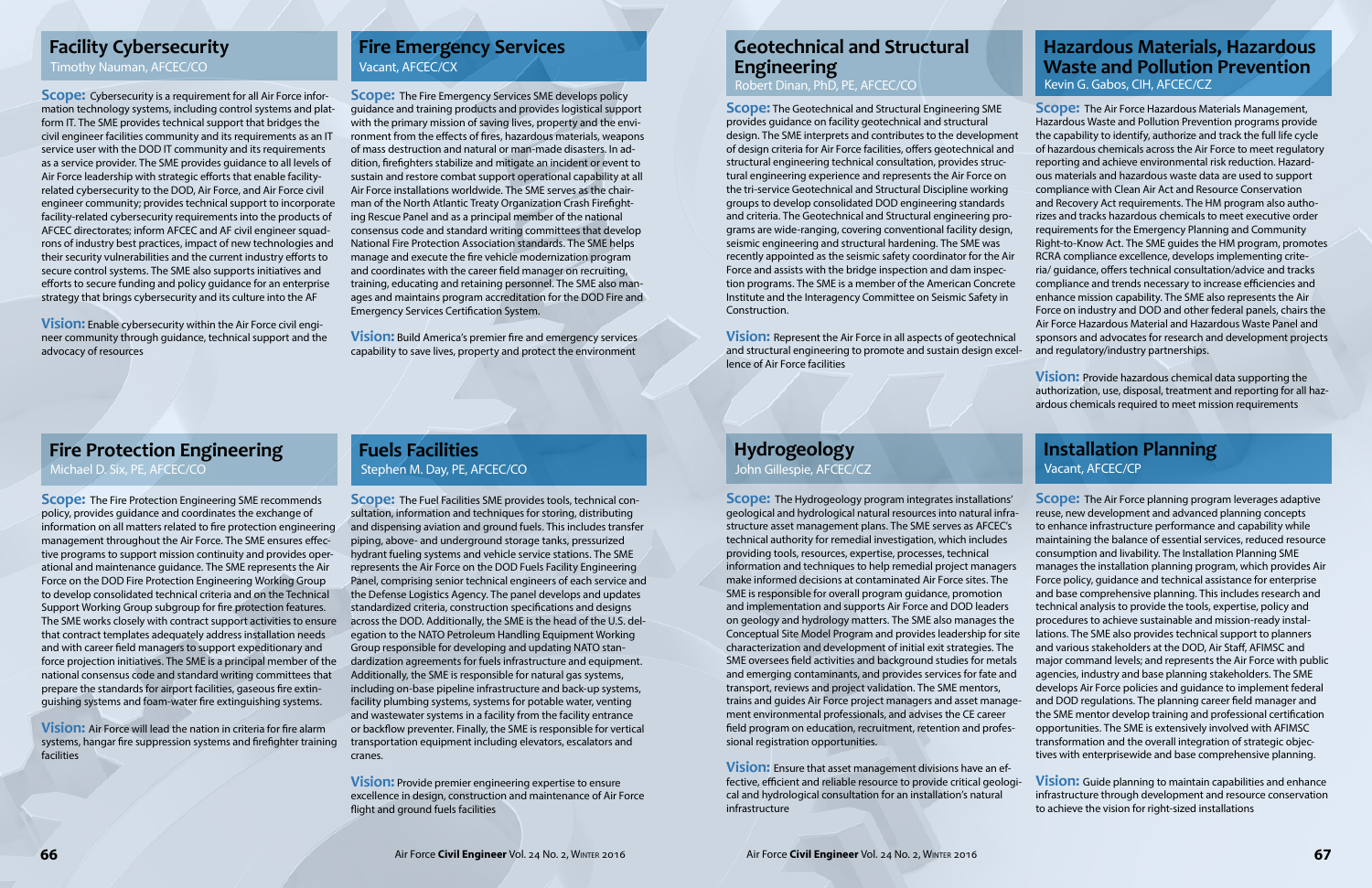## Facility Cybersecurity

Timothy Nauman, AFCEC/CO

**Scope:** Cybersecurity is a requirement for all Air Force information technology systems, including control systems and platform IT. The SME provides technical support that bridges the civil engineer facilities community and its requirements as an IT service user with the DOD IT community and its requirements as a service provider. The SME provides guidance to all levels of Air Force leadership with strategic efforts that enable facility-related cybersecurity to the DOD, Air Force, and Air Force civil engineer community; provides technical support to incorporate facility-related cybersecurity requirements into the products of AFCEC directorates; inform AFCEC and AF civil engineer squadrons of industry best practices, impact of new technologies and their security vulnerabilities and the current industry efforts to secure control systems. The SME also supports initiatives and efforts to secure funding and policy guidance for an enterprise strategy that brings cybersecurity and its culture into the AF

**Vision:** Enable cybersecurity within the Air Force civil engineer community through guidance, technical support and the advocacy of resources

## Fire Emergency Services

Vacant, AFCEC/CX

**Scope:** The Fire Emergency Services SME develops policy guidance and training products and provides logistical support with the primary mission of saving lives, property and the environment from the effects of fires, hazardous materials, weapons of mass destruction and natural or man-made disasters. In addition, firefighters stabilize and mitigate an incident or event to sustain and restore combat support operational capability at all Air Force installations worldwide. The SME serves as the chairman of the North Atlantic Treaty Organization Crash Firefighting Rescue Panel and as a principal member of the national consensus code and standard writing committees that develop National Fire Protection Association standards. The SME helps manage and execute the fire vehicle modernization program and coordinates with the career field manager on recruiting, training, educating and retaining personnel. The SME also manages and maintains program accreditation for the DOD Fire and Emergency Services Certification System.

**Vision:** Build America's premier fire and emergency services capability to save lives, property and protect the environment

## Fire Protection Engineering

Michael D. Six, PE, AFCEC/CO

**Scope:** The Fire Protection Engineering SME recommends policy, provides guidance and coordinates the exchange of information on all matters related to fire protection engineering management throughout the Air Force. The SME ensures effective programs to support mission continuity and provides operational and maintenance guidance. The SME represents the Air Force on the DOD Fire Protection Engineering Working Group to develop consolidated technical criteria and on the Technical Support Working Group subgroup for fire protection features. The SME works closely with contract support activities to ensure that contract templates adequately address installation needs and with career field managers to support expeditionary and force projection initiatives. The SME is a principal member of the national consensus code and standard writing committees that prepare the standards for airport facilities, gaseous fire extinguishing systems and foam-water fire extinguishing systems.

**Vision:** Air Force will lead the nation in criteria for fire alarm systems, hangar fire suppression systems and firefighter training facilities

## Fuels Facilities

Stephen M. Day, PE, AFCEC/CO

**Scope:** The Fuel Facilities SME provides tools, technical consultation, information and techniques for storing, distributing and dispensing aviation and ground fuels. This includes transfer piping, above- and underground storage tanks, pressurized hydrant fueling systems and vehicle service stations. The SME represents the Air Force on the DOD Fuels Facility Engineering Panel, comprising senior technical engineers of each service and the Defense Logistics Agency. The panel develops and updates standardized criteria, construction specifications and designs across the DOD. Additionally, the SME is the head of the U.S. delegation to the NATO Petroleum Handling Equipment Working Group responsible for developing and updating NATO standardization agreements for fuels infrastructure and equipment. Additionally, the SME is responsible for natural gas systems, including on-base pipeline infrastructure and back-up systems, facility plumbing systems, systems for potable water, venting and wastewater systems in a facility from the facility entrance or backflow preventer. Finally, the SME is responsible for vertical transportation equipment including elevators, escalators and cranes.

**Vision:** Provide premier engineering expertise to ensure excellence in design, construction and maintenance of Air Force flight and ground fuels facilities

## Geotechnical and Structural Engineering

Robert Dinan, PhD, PE, AFCEC/CO

**Scope:** The Geotechnical and Structural Engineering SME provides guidance on facility geotechnical and structural design. The SME interprets and contributes to the development of design criteria for Air Force facilities, offers geotechnical and structural engineering technical consultation, provides structural engineering experience and represents the Air Force on the tri-service Geotechnical and Structural Discipline working groups to develop consolidated DOD engineering standards and criteria. The Geotechnical and Structural engineering programs are wide-ranging, covering conventional facility design, seismic engineering and structural hardening. The SME was recently appointed as the seismic safety coordinator for the Air Force and assists with the bridge inspection and dam inspection programs. The SME is a member of the American Concrete Institute and the Interagency Committee on Seismic Safety in Construction.

**Vision:** Represent the Air Force in all aspects of geotechnical and structural engineering to promote and sustain design excellence of Air Force facilities

## Hazardous Materials, Hazardous Waste and Pollution Prevention

Kevin G. Gabos, CIH, AFCEC/CZ

**Scope:** The Air Force Hazardous Materials Management, Hazardous Waste and Pollution Prevention programs provide the capability to identify, authorize and track the full life cycle of hazardous chemicals across the Air Force to meet regulatory reporting and achieve environmental risk reduction. Hazardous materials and hazardous waste data are used to support compliance with Clean Air Act and Resource Conservation and Recovery Act requirements. The HM program also authorizes and tracks hazardous chemicals to meet executive order requirements for the Emergency Planning and Community Right-to-Know Act. The SME guides the HM program, promotes RCRA compliance excellence, develops implementing criteria/ guidance, offers technical consultation/advice and tracks compliance and trends necessary to increase efficiencies and enhance mission capability. The SME also represents the Air Force on industry and DOD and other federal panels, chairs the Air Force Hazardous Material and Hazardous Waste Panel and sponsors and advocates for research and development projects and regulatory/industry partnerships.

**Vision:** Provide hazardous chemical data supporting the authorization, use, disposal, treatment and reporting for all hazardous chemicals required to meet mission requirements

## Hydrogeology

John Gillespie, AFCEC/CZ

**Scope:** The Hydrogeology program integrates installations' geological and hydrological natural resources into natural infrastructure asset management plans. The SME serves as AFCEC's technical authority for remedial investigation, which includes providing tools, resources, expertise, processes, technical information and techniques to help remedial project managers make informed decisions at contaminated Air Force sites. The SME is responsible for overall program guidance, promotion and implementation and supports Air Force and DOD leaders on geology and hydrology matters. The SME also manages the Conceptual Site Model Program and provides leadership for site characterization and development of initial exit strategies. The SME oversees field activities and background studies for metals and emerging contaminants, and provides services for fate and transport, reviews and project validation. The SME mentors, trains and guides Air Force project managers and asset management environmental professionals, and advises the CE career field program on education, recruitment, retention and professional registration opportunities.

**Vision:** Ensure that asset management divisions have an effective, efficient and reliable resource to provide critical geological and hydrological consultation for an installation's natural infrastructure

## Installation Planning

Vacant, AFCEC/CP

**Scope:** The Air Force planning program leverages adaptive reuse, new development and advanced planning concepts to enhance infrastructure performance and capability while maintaining the balance of essential services, reduced resource consumption and livability. The Installation Planning SME manages the installation planning program, which provides Air Force policy, guidance and technical assistance for enterprise and base comprehensive planning. This includes research and technical analysis to provide the tools, expertise, policy and procedures to achieve sustainable and mission-ready installations. The SME also provides technical support to planners and various stakeholders at the DOD, Air Staff, AFIMSC and major command levels; and represents the Air Force with public agencies, industry and base planning stakeholders. The SME develops Air Force policies and guidance to implement federal and DOD regulations. The planning career field manager and the SME mentor develop training and professional certification opportunities. The SME is extensively involved with AFIMSC transformation and the overall integration of strategic objectives with enterprisewide and base comprehensive planning.

**Vision:** Guide planning to maintain capabilities and enhance infrastructure through development and resource conservation to achieve the vision for right-sized installations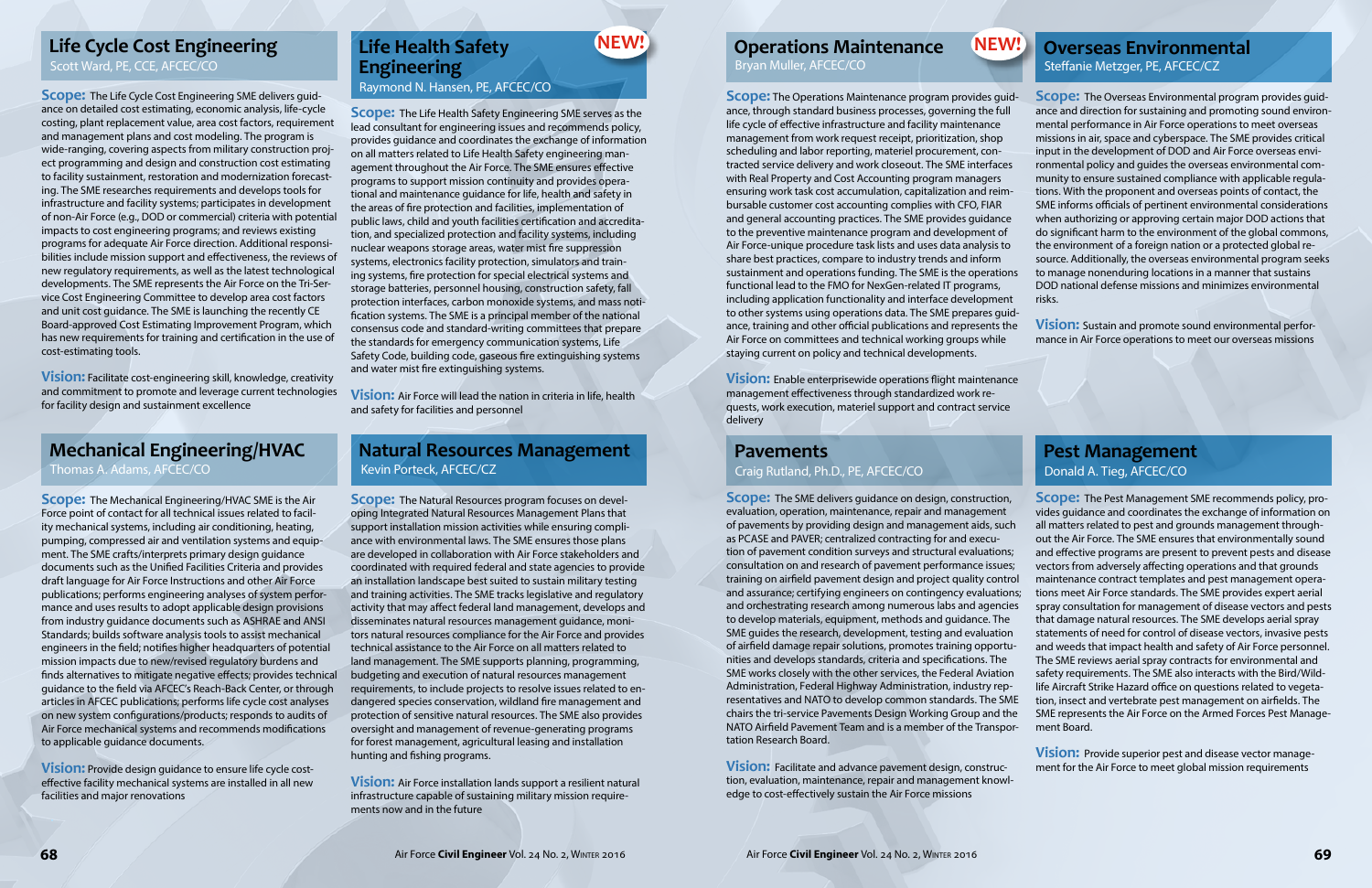## Life Cycle Cost Engineering

Scott Ward, PE, CCE, AFCEC/CO

**Scope:** The Life Cycle Cost Engineering SME delivers guidance on detailed cost estimating, economic analysis, life-cycle costing, plant replacement value, area cost factors, requirement and management plans and cost modeling. The program is wide-ranging, covering aspects from military construction project programming and design and construction cost estimating to facility sustainment, restoration and modernization forecasting. The SME researches requirements and develops tools for infrastructure and facility systems; participates in development of non-Air Force (e.g., DOD or commercial) criteria with potential impacts to cost engineering programs; and reviews existing programs for adequate Air Force direction. Additional responsibilities include mission support and effectiveness, the reviews of new regulatory requirements, as well as the latest technological developments. The SME represents the Air Force on the Tri-Service Cost Engineering Committee to develop area cost factors and unit cost guidance. The SME is launching the recently CE Board-approved Cost Estimating Improvement Program, which has new requirements for training and certification in the use of cost-estimating tools.

**Vision:** Facilitate cost-engineering skill, knowledge, creativity and commitment to promote and leverage current technologies for facility design and sustainment excellence

## Life Health Safety Engineering

**NEW!**

Raymond N. Hansen, PE, AFCEC/CO

**Scope:** The Life Health Safety Engineering SME serves as the lead consultant for engineering issues and recommends policy, provides guidance and coordinates the exchange of information on all matters related to Life Health Safety engineering management throughout the Air Force. The SME ensures effective programs to support mission continuity and provides operational and maintenance guidance for life, health and safety in the areas of fire protection and facilities, implementation of public laws, child and youth facilities certification and accreditation, and specialized protection and facility systems, including nuclear weapons storage areas, water mist fire suppression systems, electronics facility protection, simulators and training systems, fire protection for special electrical systems and storage batteries, personnel housing, construction safety, fall protection interfaces, carbon monoxide systems, and mass notification systems. The SME is a principal member of the national consensus code and standard-writing committees that prepare the standards for emergency communication systems, Life Safety Code, building code, gaseous fire extinguishing systems and water mist fire extinguishing systems.

**Vision:** Air Force will lead the nation in criteria in life, health and safety for facilities and personnel

## Mechanical Engineering/HVAC

Thomas A. Adams, AFCEC/CO

**Scope:** The Mechanical Engineering/HVAC SME is the Air Force point of contact for all technical issues related to facility mechanical systems, including air conditioning, heating, pumping, compressed air and ventilation systems and equipment. The SME crafts/interprets primary design guidance documents such as the Unified Facilities Criteria and provides draft language for Air Force Instructions and other Air Force publications; performs engineering analyses of system performance and uses results to adopt applicable design provisions from industry guidance documents such as ASHRAE and ANSI Standards; builds software analysis tools to assist mechanical engineers in the field; notifies higher headquarters of potential mission impacts due to new/revised regulatory burdens and finds alternatives to mitigate negative effects; provides technical guidance to the field via AFCEC's Reach-Back Center, or through articles in AFCEC publications; performs life cycle cost analyses on new system configurations/products; responds to audits of Air Force mechanical systems and recommends modifications to applicable guidance documents.

**Vision:** Provide design guidance to ensure life cycle cost-effective facility mechanical systems are installed in all new facilities and major renovations

## Natural Resources Management

Kevin Porteck, AFCEC/CZ

**Scope:** The Natural Resources program focuses on developing Integrated Natural Resources Management Plans that support installation mission activities while ensuring compliance with environmental laws. The SME ensures those plans are developed in collaboration with Air Force stakeholders and coordinated with required federal and state agencies to provide an installation landscape best suited to sustain military testing and training activities. The SME tracks legislative and regulatory activity that may affect federal land management, develops and disseminates natural resources management guidance, monitors natural resources compliance for the Air Force and provides technical assistance to the Air Force on all matters related to land management. The SME supports planning, programming, budgeting and execution of natural resources management requirements, to include projects to resolve issues related to endangered species conservation, wildland fire management and protection of sensitive natural resources. The SME also provides oversight and management of revenue-generating programs for forest management, agricultural leasing and installation hunting and fishing programs.

**Vision:** Air Force installation lands support a resilient natural infrastructure capable of sustaining military mission requirements now and in the future

## Operations Maintenance

**NEW!**

Bryan Muller, AFCEC/CO

**Scope:** The Operations Maintenance program provides guidance, through standard business processes, governing the full life cycle of effective infrastructure and facility maintenance management from work request receipt, prioritization, shop scheduling and labor reporting, materiel procurement, contracted service delivery and work closeout. The SME interfaces with Real Property and Cost Accounting program managers ensuring work task cost accumulation, capitalization and reimbursable customer cost accounting complies with CFO, FIAR and general accounting practices. The SME provides guidance to the preventive maintenance program and development of Air Force-unique procedure task lists and uses data analysis to share best practices, compare to industry trends and inform sustainment and operations funding. The SME is the operations functional lead to the FMO for NexGen-related IT programs, including application functionality and interface development to other systems using operations data. The SME prepares guidance, training and other official publications and represents the Air Force on committees and technical working groups while staying current on policy and technical developments.

**Vision:** Enable enterprisewide operations flight maintenance management effectiveness through standardized work requests, work execution, materiel support and contract service delivery

## Overseas Environmental

Steffanie Metzger, PE, AFCEC/CZ

**Scope:** The Overseas Environmental program provides guidance and direction for sustaining and promoting sound environmental performance in Air Force operations to meet overseas missions in air, space and cyberspace. The SME provides critical input in the development of DOD and Air Force overseas environmental policy and guides the overseas environmental community to ensure sustained compliance with applicable regulations. With the proponent and overseas points of contact, the SME informs officials of pertinent environmental considerations when authorizing or approving certain major DOD actions that do significant harm to the environment of the global commons, the environment of a foreign nation or a protected global resource. Additionally, the overseas environmental program seeks to manage nonenduring locations in a manner that sustains DOD national defense missions and minimizes environmental risks.

**Vision:** Sustain and promote sound environmental performance in Air Force operations to meet our overseas missions

## Pavements

Craig Rutland, Ph.D., PE, AFCEC/CO

**Scope:** The SME delivers guidance on design, construction, evaluation, operation, maintenance, repair and management of pavements by providing design and management aids, such as PCASE and PAVER; centralized contracting for and execution of pavement condition surveys and structural evaluations; consultation on and research of pavement performance issues; training on airfield pavement design and project quality control and assurance; certifying engineers on contingency evaluations; and orchestrating research among numerous labs and agencies to develop materials, equipment, methods and guidance. The SME guides the research, development, testing and evaluation of airfield damage repair solutions, promotes training opportunities and develops standards, criteria and specifications. The SME works closely with the other services, the Federal Aviation Administration, Federal Highway Administration, industry representatives and NATO to develop common standards. The SME chairs the tri-service Pavements Design Working Group and the NATO Airfield Pavement Team and is a member of the Transportation Research Board.

**Vision:** Facilitate and advance pavement design, construction, evaluation, maintenance, repair and management knowledge to cost-effectively sustain the Air Force missions

## Pest Management

Donald A. Tieg, AFCEC/CO

**Scope:** The Pest Management SME recommends policy, provides guidance and coordinates the exchange of information on all matters related to pest and grounds management throughout the Air Force. The SME ensures that environmentally sound and effective programs are present to prevent pests and disease vectors from adversely affecting operations and that grounds maintenance contract templates and pest management operations meet Air Force standards. The SME provides expert aerial spray consultation for management of disease vectors and pests that damage natural resources. The SME develops aerial spray statements of need for control of disease vectors, invasive pests and weeds that impact health and safety of Air Force personnel. The SME reviews aerial spray contracts for environmental and safety requirements. The SME also interacts with the Bird/Wildlife Aircraft Strike Hazard office on questions related to vegetation, insect and vertebrate pest management on airfields. The SME represents the Air Force on the Armed Forces Pest Management Board.

**Vision:** Provide superior pest and disease vector management for the Air Force to meet global mission requirements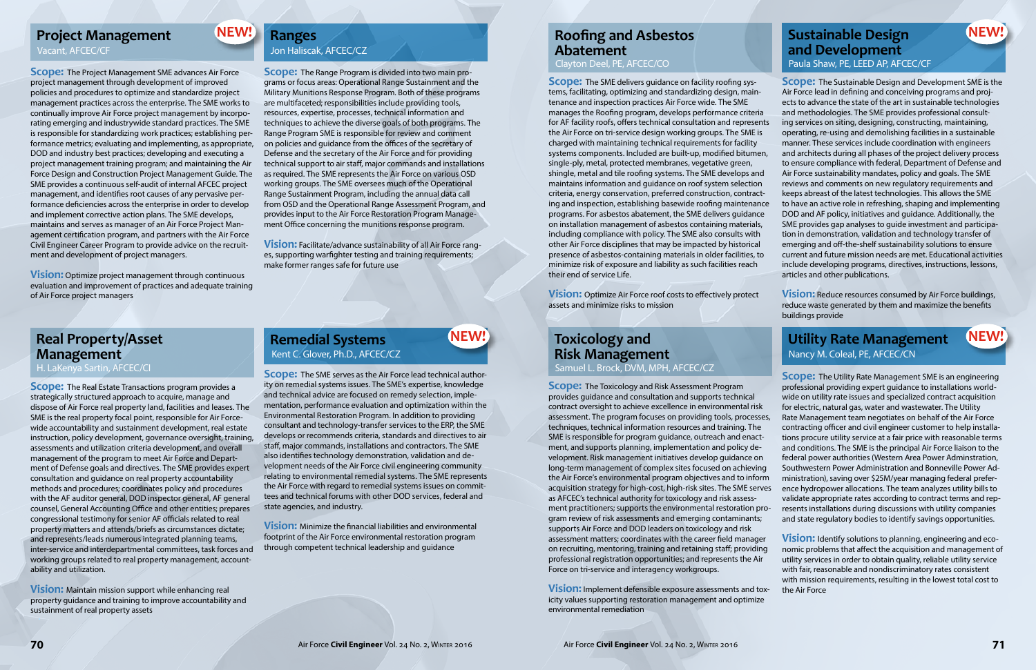## Project Management NEW!

Vacant, AFCEC/CF

**Scope:** The Project Management SME advances Air Force project management through development of improved policies and procedures to optimize and standardize project management practices across the enterprise. The SME works to continually improve Air Force project management by incorporating emerging and industrywide standard practices. The SME is responsible for standardizing work practices; establishing performance metrics; evaluating and implementing, as appropriate, DOD and industry best practices; developing and executing a project management training program; and maintaining the Air Force Design and Construction Project Management Guide. The SME provides a continuous self-audit of internal AFCEC project management, and identifies root causes of any pervasive performance deficiencies across the enterprise in order to develop and implement corrective action plans. The SME develops, maintains and serves as manager of an Air Force Project Management certification program, and partners with the Air Force Civil Engineer Career Program to provide advice on the recruitment and development of project managers.

**Vision:** Optimize project management through continuous evaluation and improvement of practices and adequate training of Air Force project managers

## Real Property/Asset Management

H. LaKenya Sartin, AFCEC/CI

**Scope:** The Real Estate Transactions program provides a strategically structured approach to acquire, manage and dispose of Air Force real property land, facilities and leases. The SME is the real property focal point, responsible for Air Force-wide accountability and sustainment development, real estate instruction, policy development, governance oversight, training, assessments and utilization criteria development, and overall management of the program to meet Air Force and Department of Defense goals and directives. The SME provides expert consultation and guidance on real property accountability methods and procedures; coordinates policy and procedures with the AF auditor general, DOD inspector general, AF general counsel, General Accounting Office and other entities; prepares congressional testimony for senior AF officials related to real property matters and attends/briefs as circumstances dictate; and represents/leads numerous integrated planning teams, inter-service and interdepartmental committees, task forces and working groups related to real property management, accountability and utilization.

**Vision:** Maintain mission support while enhancing real property guidance and training to improve accountability and sustainment of real property assets

## Ranges

Jon Haliscak, AFCEC/CZ

**Scope:** The Range Program is divided into two main programs or focus areas: Operational Range Sustainment and the Military Munitions Response Program. Both of these programs are multifaceted; responsibilities include providing tools, resources, expertise, processes, technical information and techniques to achieve the diverse goals of both programs. The Range Program SME is responsible for review and comment on policies and guidance from the offices of the secretary of Defense and the secretary of the Air Force and for providing technical support to air staff, major commands and installations as required. The SME represents the Air Force on various OSD working groups. The SME oversees much of the Operational Range Sustainment Program, including the annual data call from OSD and the Operational Range Assessment Program, and provides input to the Air Force Restoration Program Management Office concerning the munitions response program.

**Vision:** Facilitate/advance sustainability of all Air Force ranges, supporting warfighter testing and training requirements; make former ranges safe for future use

## Remedial Systems NEW!

Kent C. Glover, Ph.D., AFCEC/CZ

**Scope:** The SME serves as the Air Force lead technical authority on remedial systems issues. The SME's expertise, knowledge and technical advice are focused on remedy selection, implementation, performance evaluation and optimization within the Environmental Restoration Program. In addition to providing consultant and technology-transfer services to the ERP, the SME develops or recommends criteria, standards and directives to air staff, major commands, installations and contractors. The SME also identifies technology demonstration, validation and development needs of the Air Force civil engineering community relating to environmental remedial systems. The SME represents the Air Force with regard to remedial systems issues on committees and technical forums with other DOD services, federal and state agencies, and industry.

**Vision:** Minimize the financial liabilities and environmental footprint of the Air Force environmental restoration program through competent technical leadership and guidance

## Roofing and Asbestos Abatement

Clayton Deel, PE, AFCEC/CO

**Scope:** The SME delivers guidance on facility roofing systems, facilitating, optimizing and standardizing design, maintenance and inspection practices Air Force wide. The SME manages the Roofing program, develops performance criteria for AF facility roofs, offers technical consultation and represents the Air Force on tri-service design working groups. The SME is charged with maintaining technical requirements for facility systems components. Included are built-up, modified bitumen, single-ply, metal, protected membranes, vegetative green, shingle, metal and tile roofing systems. The SME develops and maintains information and guidance on roof system selection criteria, energy conservation, preferred construction, contracting and inspection, establishing basewide roofing maintenance programs. For asbestos abatement, the SME delivers guidance on installation management of asbestos containing materials, including compliance with policy. The SME also consults with other Air Force disciplines that may be impacted by historical presence of asbestos-containing materials in older facilities, to minimize risk of exposure and liability as such facilities reach their end of service Life.

**Vision:** Optimize Air Force roof costs to effectively protect assets and minimize risks to mission

## Toxicology and Risk Management

Samuel L. Brock, DVM, MPH, AFCEC/CZ

**Scope:** The Toxicology and Risk Assessment Program provides guidance and consultation and supports technical contract oversight to achieve excellence in environmental risk assessment. The program focuses on providing tools, processes, techniques, technical information resources and training. The SME is responsible for program guidance, outreach and enactment, and supports planning, implementation and policy development. Risk management initiatives develop guidance on long-term management of complex sites focused on achieving the Air Force's environmental program objectives and to inform acquisition strategy for high-cost, high-risk sites. The SME serves as AFCEC's technical authority for toxicology and risk assessment requirements; supports the environmental restoration program review of risk assessments and emerging contaminants; supports Air Force and DOD leaders on toxicology and risk assessment matters; coordinates with the career field manager on recruiting, mentoring, training and retaining staff; providing professional registration opportunities; and represents the Air Force on tri-service and interagency workgroups.

**Vision:** Implement defensible exposure assessments and toxicity values supporting restoration management and optimize environmental remediation

## Sustainable Design and Development NEW!

Paula Shaw, PE, LEED AP, AFCEC/CF

**Scope:** The Sustainable Design and Development SME is the Air Force lead in defining and conceiving programs and projects to advance the state of the art in sustainable technologies and methodologies. The SME provides professional consulting services on siting, designing, constructing, maintaining, operating, re-using and demolishing facilities in a sustainable manner. These services include coordination with engineers and architects during all phases of the project delivery process to ensure compliance with federal, Department of Defense and Air Force sustainability mandates, policy and goals. The SME reviews and comments on new regulatory requirements and keeps abreast of the latest technologies. This allows the SME to have an active role in refreshing, shaping and implementing DOD and AF policy, initiatives and guidance. Additionally, the SME provides gap analyses to guide investment and participation in demonstration, validation and technology transfer of emerging and off-the-shelf sustainability solutions to ensure current and future mission needs are met. Educational activities include developing programs, directives, instructions, lessons, articles and other publications.

**Vision:** Reduce resources consumed by Air Force buildings, reduce waste generated by them and maximize the benefits buildings provide

## Utility Rate Management NEW!

Nancy M. Coleal, PE, AFCEC/CN

**Scope:** The Utility Rate Management SME is an engineering professional providing expert guidance to installations worldwide on utility rate issues and specialized contract acquisition for electric, natural gas, water and wastewater. The Utility Rate Management team negotiates on behalf of the Air Force contracting officer and civil engineer customer to help installations procure utility service at a fair price with reasonable terms and conditions. The SME is the principal Air Force liaison to the federal power authorities (Western Area Power Adminstration, Southwestern Power Administration and Bonneville Power Administration), saving over $25M/year managing federal preference hydropower allocations. The team analyzes utility bills to validate appropriate rates according to contract terms and represents installations during discussions with utility companies and state regulatory bodies to identify savings opportunities.

**Vision:** Identify solutions to planning, engineering and economic problems that affect the acquisition and management of utility services in order to obtain quality, reliable utility service with fair, reasonable and nondiscriminatory rates consistent with mission requirements, resulting in the lowest total cost to the Air Force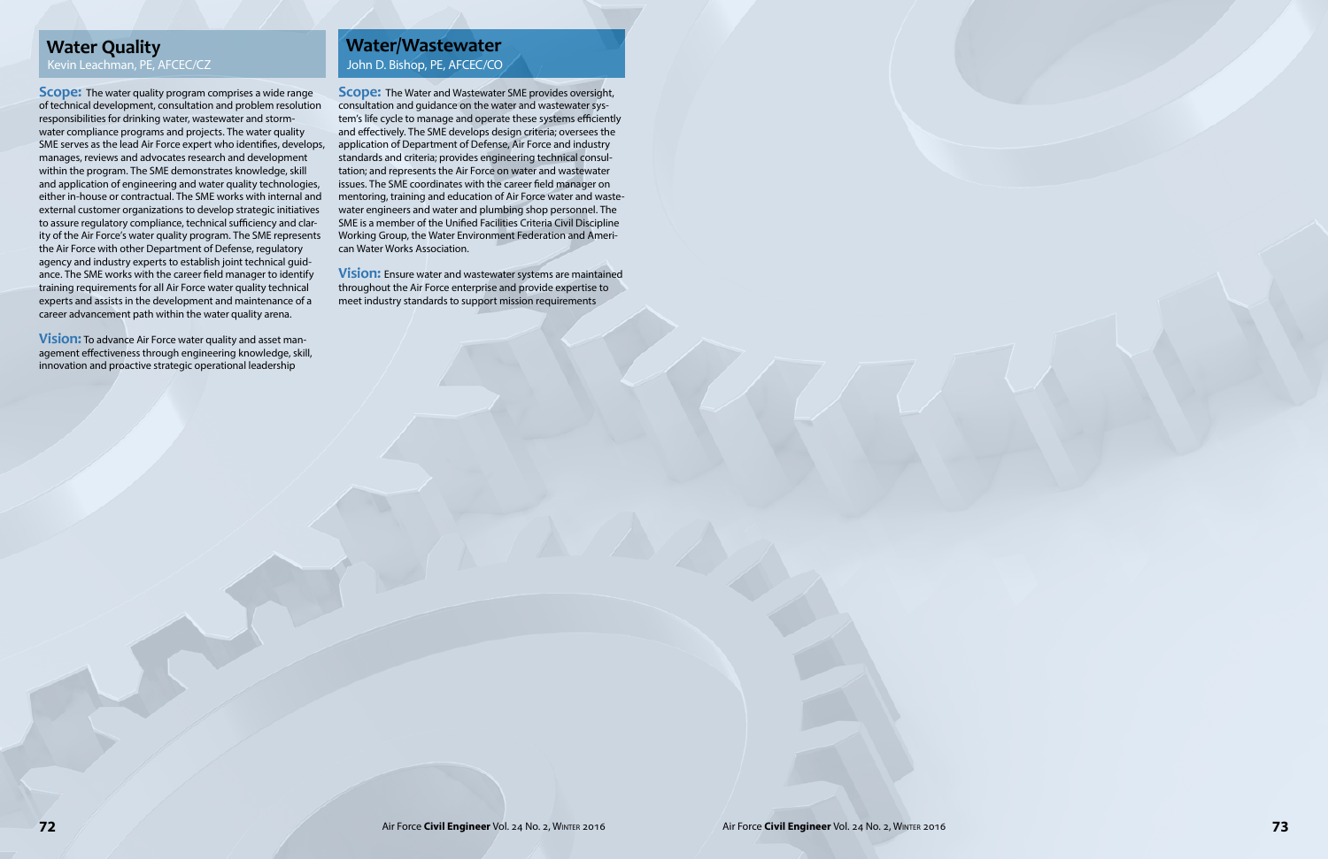## Water Quality

Kevin Leachman, PE, AFCEC/CZ

**Scope:** The water quality program comprises a wide range of technical development, consultation and problem resolution responsibilities for drinking water, wastewater and stormwater compliance programs and projects. The water quality SME serves as the lead Air Force expert who identifies, develops, manages, reviews and advocates research and development within the program. The SME demonstrates knowledge, skill and application of engineering and water quality technologies, either in-house or contractual. The SME works with internal and external customer organizations to develop strategic initiatives to assure regulatory compliance, technical sufficiency and clarity of the Air Force's water quality program. The SME represents the Air Force with other Department of Defense, regulatory agency and industry experts to establish joint technical guidance. The SME works with the career field manager to identify training requirements for all Air Force water quality technical experts and assists in the development and maintenance of a career advancement path within the water quality arena.

**Vision:** To advance Air Force water quality and asset management effectiveness through engineering knowledge, skill, innovation and proactive strategic operational leadership

## Water/Wastewater

John D. Bishop, PE, AFCEC/CO

**Scope:** The Water and Wastewater SME provides oversight, consultation and guidance on the water and wastewater system's life cycle to manage and operate these systems efficiently and effectively. The SME develops design criteria; oversees the application of Department of Defense, Air Force and industry standards and criteria; provides engineering technical consultation; and represents the Air Force on water and wastewater issues. The SME coordinates with the career field manager on mentoring, training and education of Air Force water and wastewater engineers and water and plumbing shop personnel. The SME is a member of the Unified Facilities Criteria Civil Discipline Working Group, the Water Environment Federation and American Water Works Association.

**Vision:** Ensure water and wastewater systems are maintained throughout the Air Force enterprise and provide expertise to meet industry standards to support mission requirements